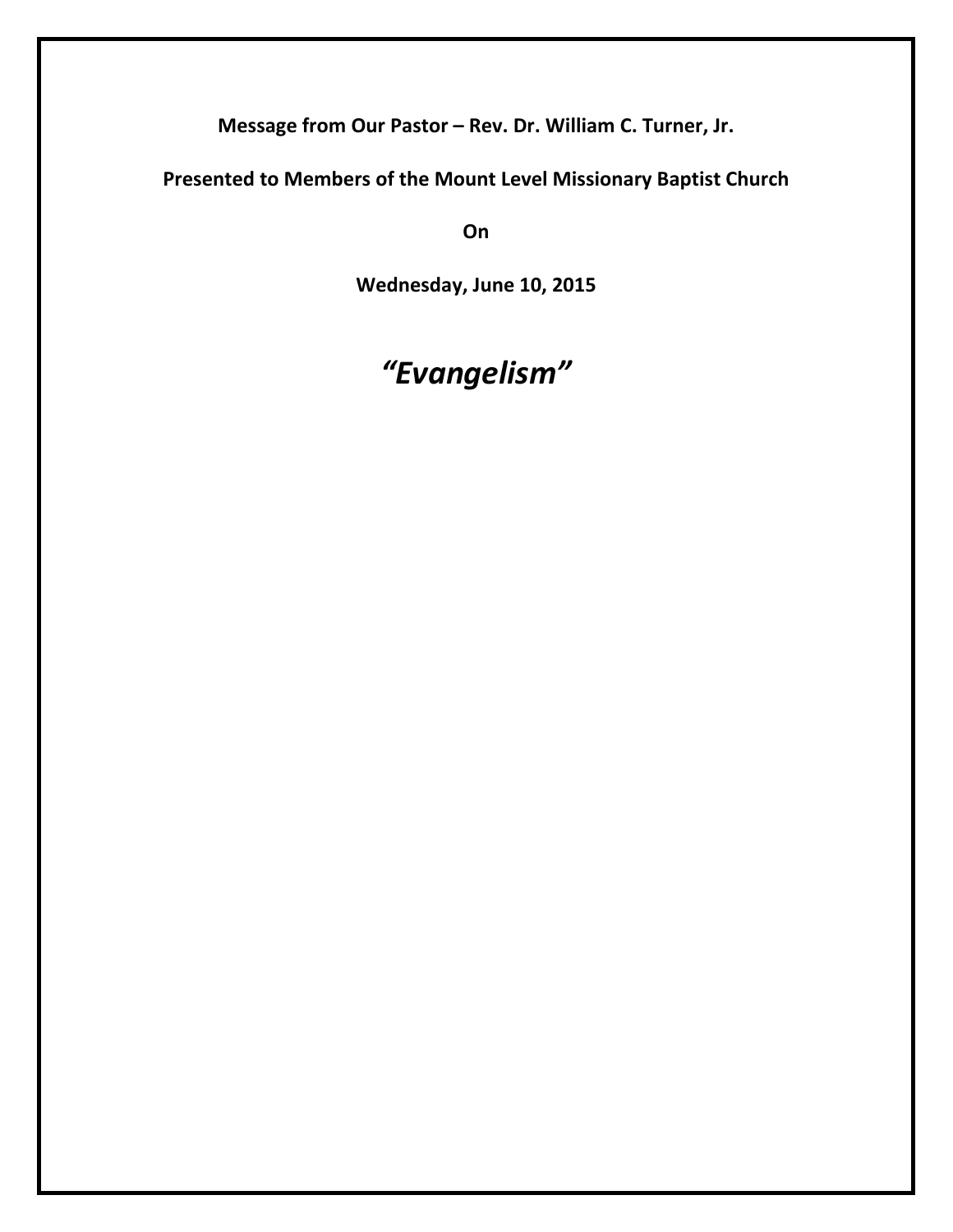**Message from Our Pastor – Rev. Dr. William C. Turner, Jr.**

**Presented to Members of the Mount Level Missionary Baptist Church**

**On**

**Wednesday, June 10, 2015**

# *"Evangelism"*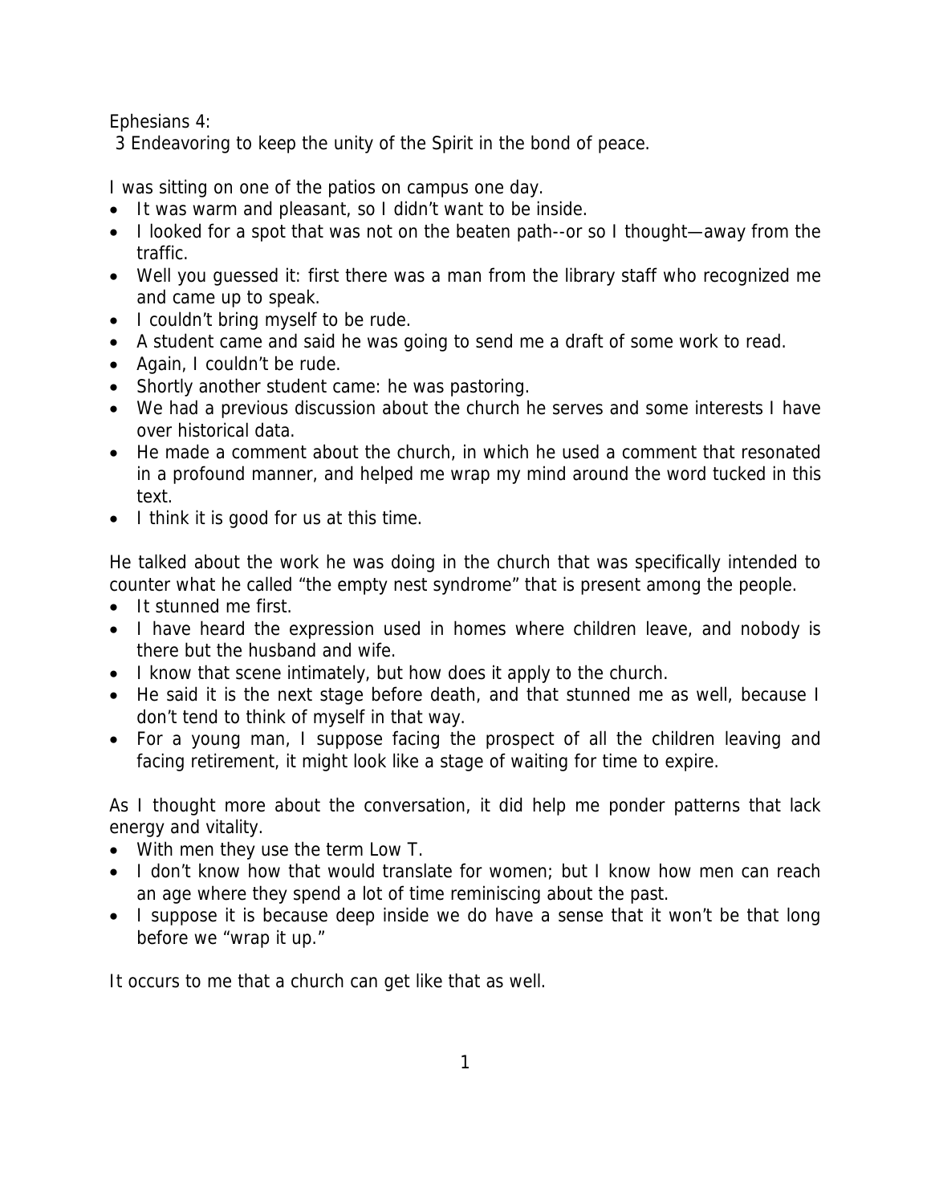Ephesians 4:
3 Endeavoring to keep the unity of the Spirit in the bond of peace.

I was sitting on one of the patios on campus one day.

- It was warm and pleasant, so I didn't want to be inside.
- I looked for a spot that was not on the beaten path--or so I thought—away from the traffic.
- Well you guessed it: first there was a man from the library staff who recognized me and came up to speak.
- I couldn't bring myself to be rude.
- A student came and said he was going to send me a draft of some work to read.
- Again, I couldn't be rude.
- Shortly another student came: he was pastoring.
- We had a previous discussion about the church he serves and some interests I have over historical data.
- He made a comment about the church, in which he used a comment that resonated in a profound manner, and helped me wrap my mind around the word tucked in this text.
- I think it is good for us at this time.

He talked about the work he was doing in the church that was specifically intended to counter what he called "the empty nest syndrome" that is present among the people.

- It stunned me first.
- I have heard the expression used in homes where children leave, and nobody is there but the husband and wife.
- I know that scene intimately, but how does it apply to the church.
- He said it is the next stage before death, and that stunned me as well, because I don't tend to think of myself in that way.
- For a young man, I suppose facing the prospect of all the children leaving and facing retirement, it might look like a stage of waiting for time to expire.

As I thought more about the conversation, it did help me ponder patterns that lack energy and vitality.

- With men they use the term Low T.
- I don't know how that would translate for women; but I know how men can reach an age where they spend a lot of time reminiscing about the past.
- I suppose it is because deep inside we do have a sense that it won't be that long before we "wrap it up."

It occurs to me that a church can get like that as well.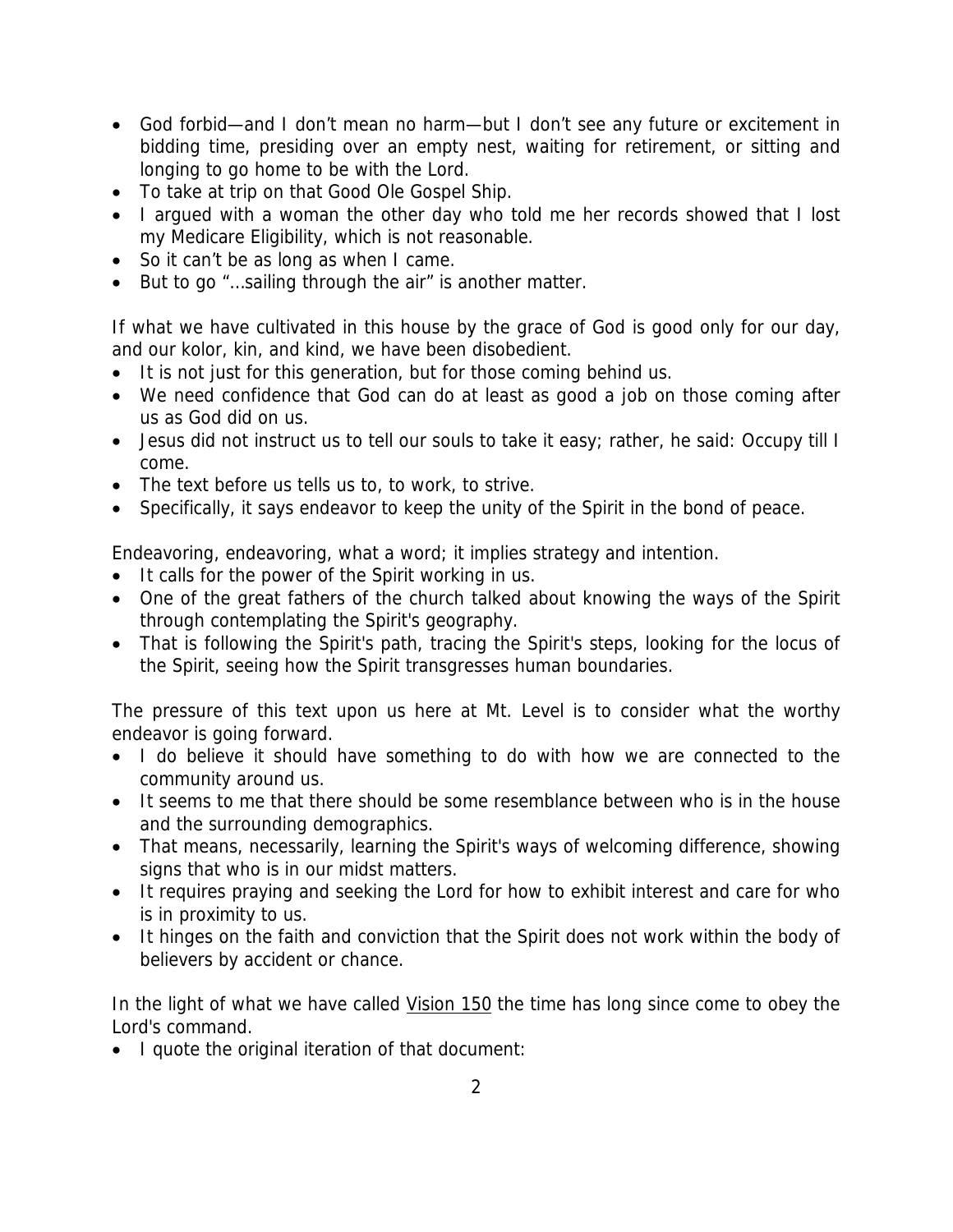- God forbid—and I don't mean no harm—but I don't see any future or excitement in bidding time, presiding over an empty nest, waiting for retirement, or sitting and longing to go home to be with the Lord.
- To take at trip on that Good Ole Gospel Ship.
- I argued with a woman the other day who told me her records showed that I lost my Medicare Eligibility, which is not reasonable.
- So it can't be as long as when I came.
- But to go "...sailing through the air" is another matter.

If what we have cultivated in this house by the grace of God is good only for our day, and our kolor, kin, and kind, we have been disobedient.

- It is not just for this generation, but for those coming behind us.
- We need confidence that God can do at least as good a job on those coming after us as God did on us.
- Jesus did not instruct us to tell our souls to take it easy; rather, he said: Occupy till I come.
- The text before us tells us to, to work, to strive.
- Specifically, it says endeavor to keep the unity of the Spirit in the bond of peace.

Endeavoring, endeavoring, what a word; it implies strategy and intention.

- It calls for the power of the Spirit working in us.
- One of the great fathers of the church talked about knowing the ways of the Spirit through contemplating the Spirit's geography.
- That is following the Spirit's path, tracing the Spirit's steps, looking for the locus of the Spirit, seeing how the Spirit transgresses human boundaries.

The pressure of this text upon us here at Mt. Level is to consider what the worthy endeavor is going forward.

- I do believe it should have something to do with how we are connected to the community around us.
- It seems to me that there should be some resemblance between who is in the house and the surrounding demographics.
- That means, necessarily, learning the Spirit's ways of welcoming difference, showing signs that who is in our midst matters.
- It requires praying and seeking the Lord for how to exhibit interest and care for who is in proximity to us.
- It hinges on the faith and conviction that the Spirit does not work within the body of believers by accident or chance.

In the light of what we have called <u>Vision 150</u> the time has long since come to obey the Lord's command.

- I quote the original iteration of that document: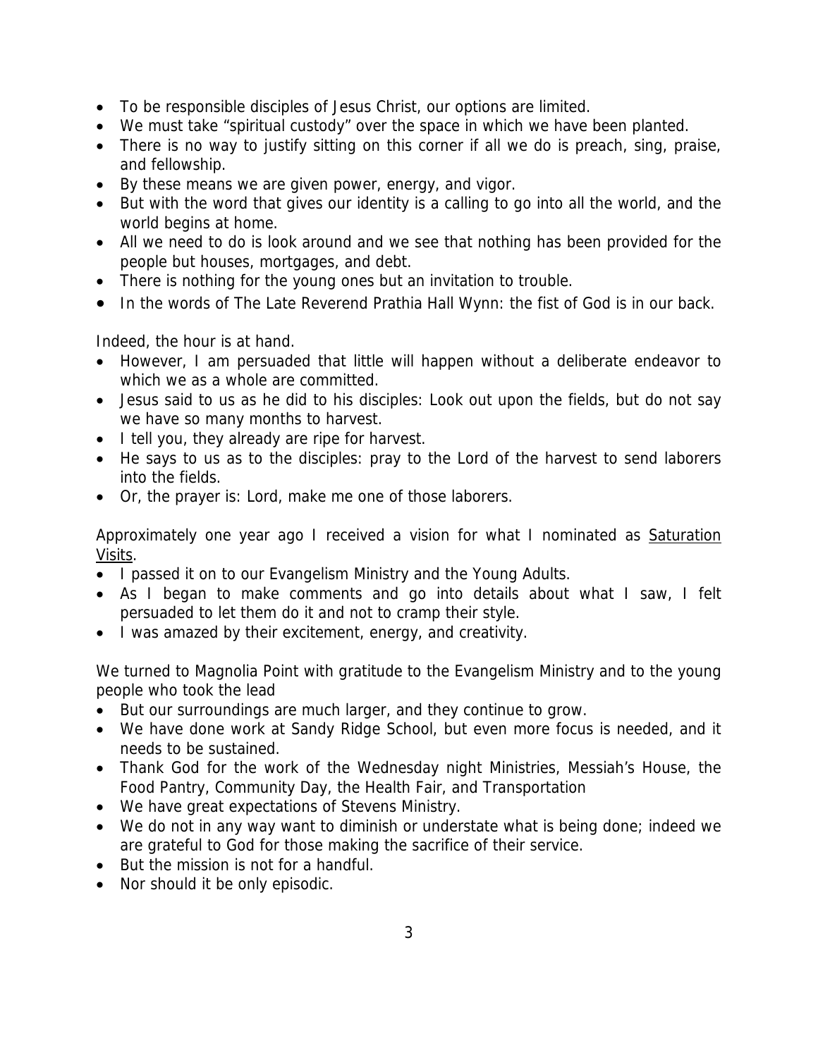- To be responsible disciples of Jesus Christ, our options are limited.
- We must take "spiritual custody" over the space in which we have been planted.
- There is no way to justify sitting on this corner if all we do is preach, sing, praise, and fellowship.
- By these means we are given power, energy, and vigor.
- But with the word that gives our identity is a calling to go into all the world, and the world begins at home.
- All we need to do is look around and we see that nothing has been provided for the people but houses, mortgages, and debt.
- There is nothing for the young ones but an invitation to trouble.
- In the words of The Late Reverend Prathia Hall Wynn: the fist of God is in our back.

Indeed, the hour is at hand.

- However, I am persuaded that little will happen without a deliberate endeavor to which we as a whole are committed.
- Jesus said to us as he did to his disciples: Look out upon the fields, but do not say we have so many months to harvest.
- I tell you, they already are ripe for harvest.
- He says to us as to the disciples: pray to the Lord of the harvest to send laborers into the fields.
- Or, the prayer is: Lord, make me one of those laborers.

Approximately one year ago I received a vision for what I nominated as <u>Saturation Visits</u>.

- I passed it on to our Evangelism Ministry and the Young Adults.
- As I began to make comments and go into details about what I saw, I felt persuaded to let them do it and not to cramp their style.
- I was amazed by their excitement, energy, and creativity.

We turned to Magnolia Point with gratitude to the Evangelism Ministry and to the young people who took the lead

- But our surroundings are much larger, and they continue to grow.
- We have done work at Sandy Ridge School, but even more focus is needed, and it needs to be sustained.
- Thank God for the work of the Wednesday night Ministries, Messiah's House, the Food Pantry, Community Day, the Health Fair, and Transportation
- We have great expectations of Stevens Ministry.
- We do not in any way want to diminish or understate what is being done; indeed we are grateful to God for those making the sacrifice of their service.
- But the mission is not for a handful.
- Nor should it be only episodic.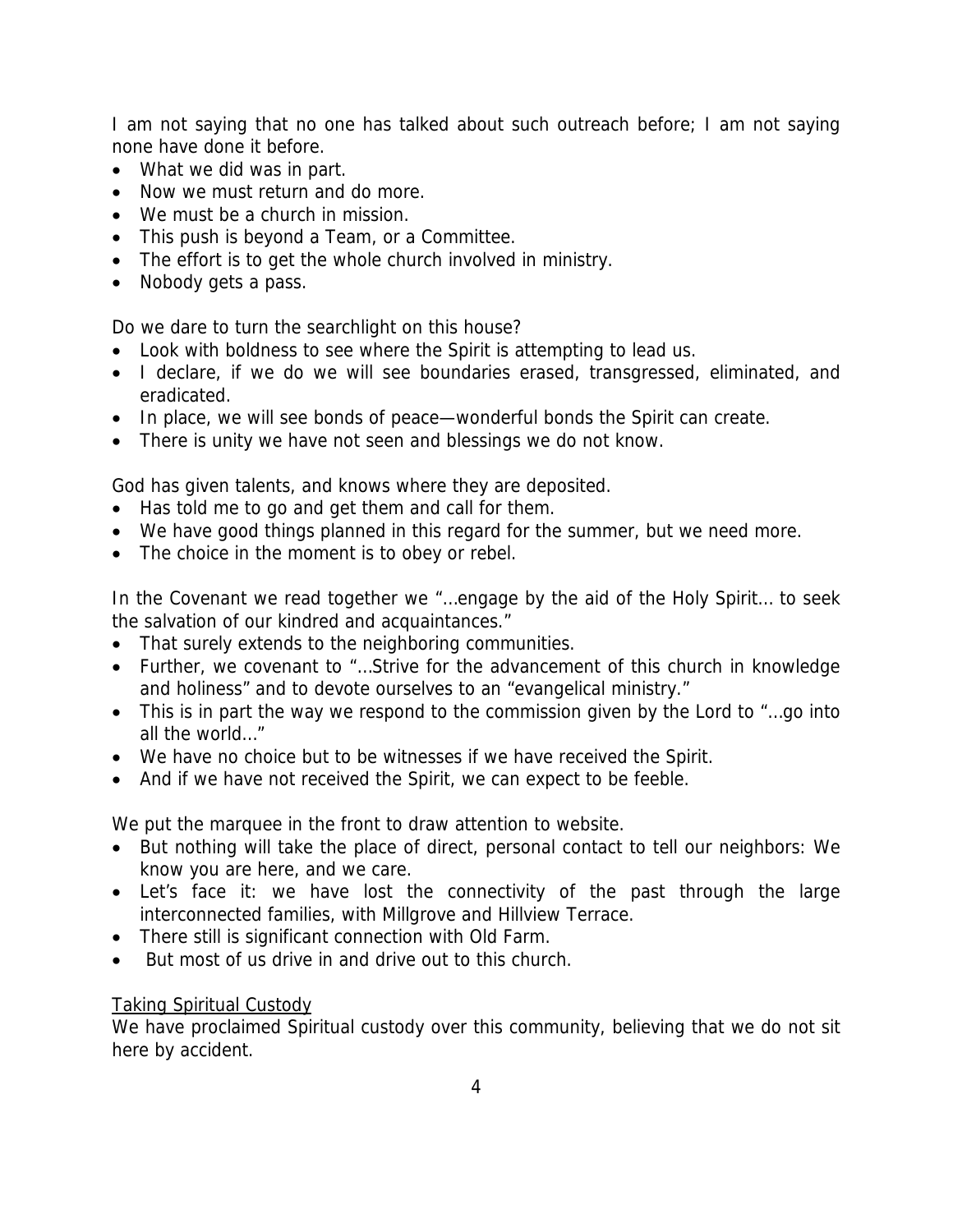I am not saying that no one has talked about such outreach before; I am not saying none have done it before.

- What we did was in part.
- Now we must return and do more.
- We must be a church in mission.
- This push is beyond a Team, or a Committee.
- The effort is to get the whole church involved in ministry.
- Nobody gets a pass.

Do we dare to turn the searchlight on this house?

- Look with boldness to see where the Spirit is attempting to lead us.
- I declare, if we do we will see boundaries erased, transgressed, eliminated, and eradicated.
- In place, we will see bonds of peace—wonderful bonds the Spirit can create.
- There is unity we have not seen and blessings we do not know.

God has given talents, and knows where they are deposited.

- Has told me to go and get them and call for them.
- We have good things planned in this regard for the summer, but we need more.
- The choice in the moment is to obey or rebel.

In the Covenant we read together we "…engage by the aid of the Holy Spirit… to seek the salvation of our kindred and acquaintances."

- That surely extends to the neighboring communities.
- Further, we covenant to "…Strive for the advancement of this church in knowledge and holiness" and to devote ourselves to an "evangelical ministry."
- This is in part the way we respond to the commission given by the Lord to "…go into all the world…"
- We have no choice but to be witnesses if we have received the Spirit.
- And if we have not received the Spirit, we can expect to be feeble.

We put the marquee in the front to draw attention to website.

- But nothing will take the place of direct, personal contact to tell our neighbors: We know you are here, and we care.
- Let's face it: we have lost the connectivity of the past through the large interconnected families, with Millgrove and Hillview Terrace.
- There still is significant connection with Old Farm.
- But most of us drive in and drive out to this church.

<u>Taking Spiritual Custody</u>

We have proclaimed Spiritual custody over this community, believing that we do not sit here by accident.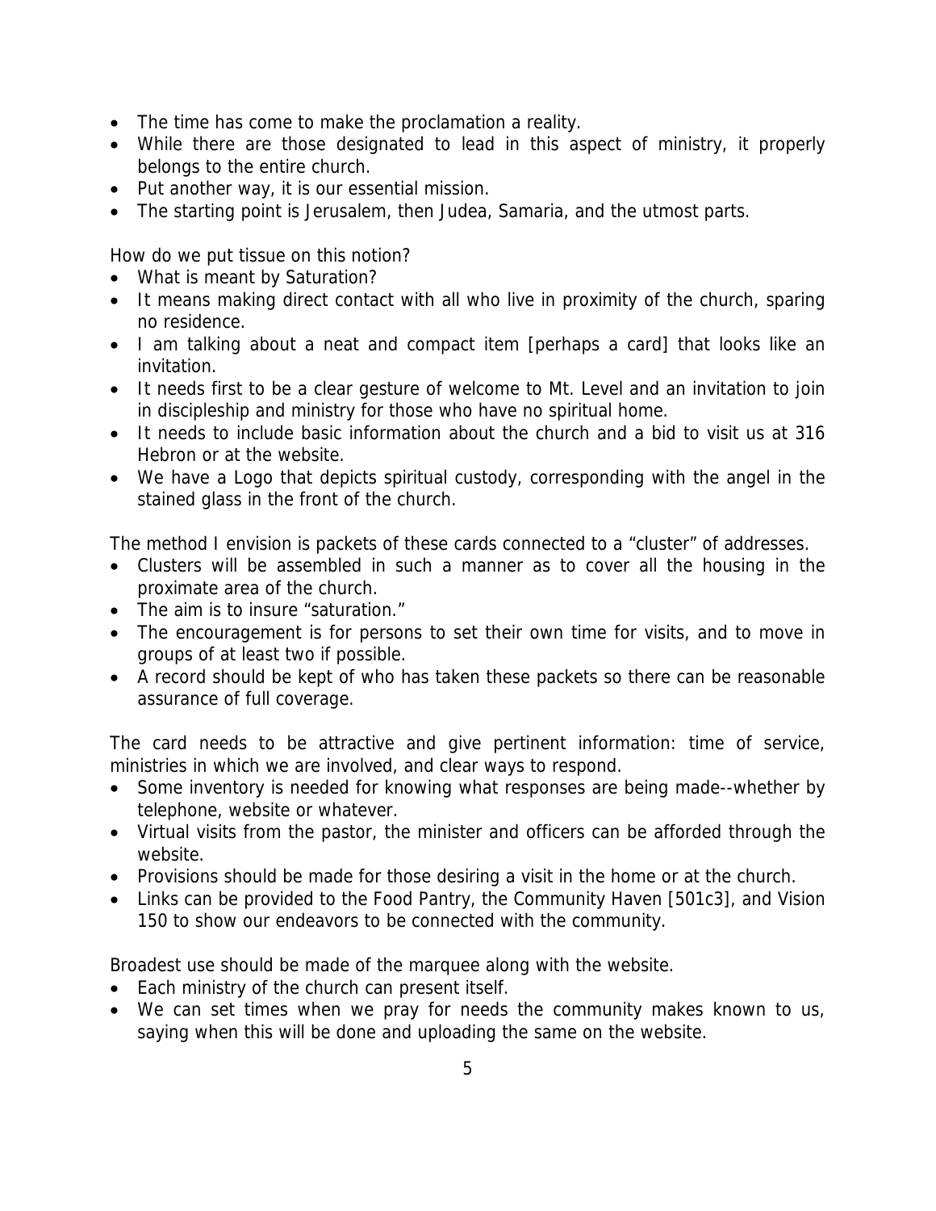- The time has come to make the proclamation a reality.
- While there are those designated to lead in this aspect of ministry, it properly belongs to the entire church.
- Put another way, it is our essential mission.
- The starting point is Jerusalem, then Judea, Samaria, and the utmost parts.

How do we put tissue on this notion?

- What is meant by Saturation?
- It means making direct contact with all who live in proximity of the church, sparing no residence.
- I am talking about a neat and compact item [perhaps a card] that looks like an invitation.
- It needs first to be a clear gesture of welcome to Mt. Level and an invitation to join in discipleship and ministry for those who have no spiritual home.
- It needs to include basic information about the church and a bid to visit us at 316 Hebron or at the website.
- We have a Logo that depicts spiritual custody, corresponding with the angel in the stained glass in the front of the church.

The method I envision is packets of these cards connected to a "cluster" of addresses.

- Clusters will be assembled in such a manner as to cover all the housing in the proximate area of the church.
- The aim is to insure "saturation."
- The encouragement is for persons to set their own time for visits, and to move in groups of at least two if possible.
- A record should be kept of who has taken these packets so there can be reasonable assurance of full coverage.

The card needs to be attractive and give pertinent information: time of service, ministries in which we are involved, and clear ways to respond.

- Some inventory is needed for knowing what responses are being made--whether by telephone, website or whatever.
- Virtual visits from the pastor, the minister and officers can be afforded through the website.
- Provisions should be made for those desiring a visit in the home or at the church.
- Links can be provided to the Food Pantry, the Community Haven [501c3], and Vision 150 to show our endeavors to be connected with the community.

Broadest use should be made of the marquee along with the website.

- Each ministry of the church can present itself.
- We can set times when we pray for needs the community makes known to us, saying when this will be done and uploading the same on the website.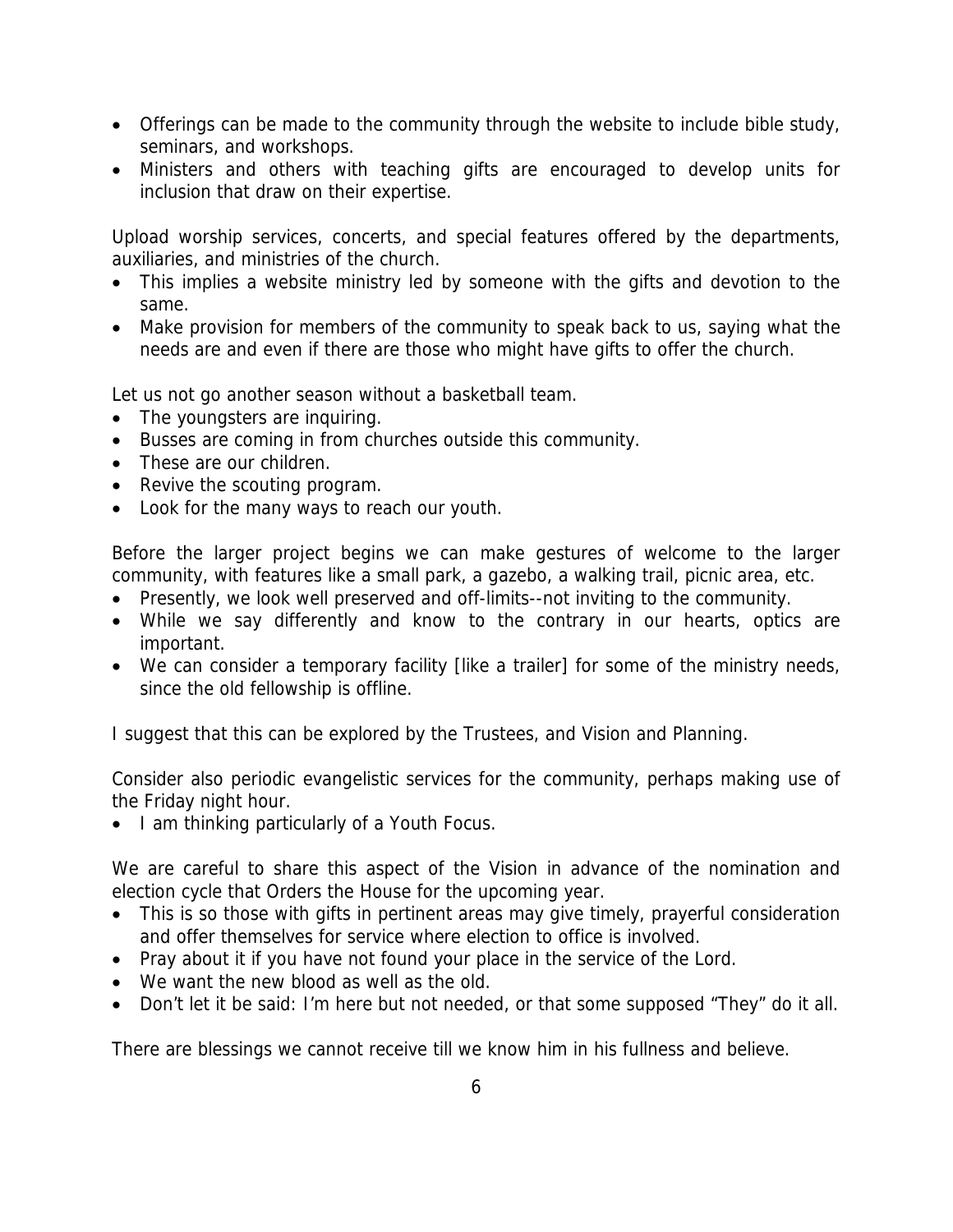- Offerings can be made to the community through the website to include bible study, seminars, and workshops.
- Ministers and others with teaching gifts are encouraged to develop units for inclusion that draw on their expertise.

Upload worship services, concerts, and special features offered by the departments, auxiliaries, and ministries of the church.

- This implies a website ministry led by someone with the gifts and devotion to the same.
- Make provision for members of the community to speak back to us, saying what the needs are and even if there are those who might have gifts to offer the church.

Let us not go another season without a basketball team.

- The youngsters are inquiring.
- Busses are coming in from churches outside this community.
- These are our children.
- Revive the scouting program.
- Look for the many ways to reach our youth.

Before the larger project begins we can make gestures of welcome to the larger community, with features like a small park, a gazebo, a walking trail, picnic area, etc.

- Presently, we look well preserved and off-limits--not inviting to the community.
- While we say differently and know to the contrary in our hearts, optics are important.
- We can consider a temporary facility [like a trailer] for some of the ministry needs, since the old fellowship is offline.

I suggest that this can be explored by the Trustees, and Vision and Planning.

Consider also periodic evangelistic services for the community, perhaps making use of the Friday night hour.

- I am thinking particularly of a Youth Focus.

We are careful to share this aspect of the Vision in advance of the nomination and election cycle that Orders the House for the upcoming year.

- This is so those with gifts in pertinent areas may give timely, prayerful consideration and offer themselves for service where election to office is involved.
- Pray about it if you have not found your place in the service of the Lord.
- We want the new blood as well as the old.
- Don't let it be said: I'm here but not needed, or that some supposed "They" do it all.

There are blessings we cannot receive till we know him in his fullness and believe.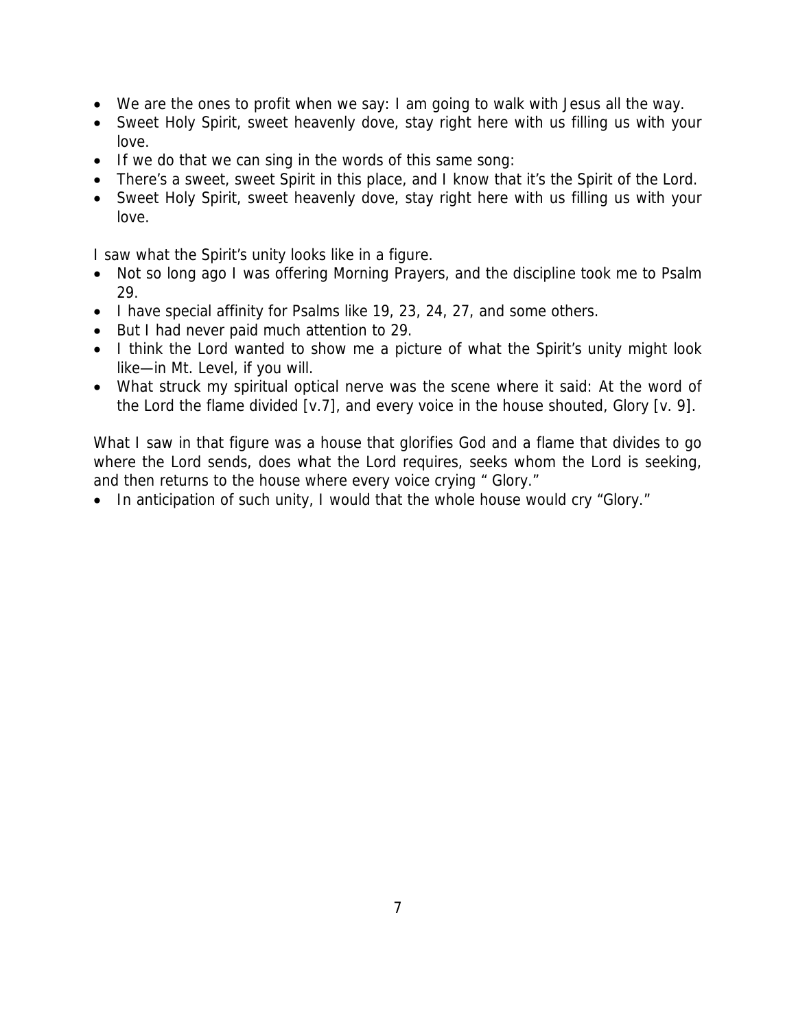- We are the ones to profit when we say: I am going to walk with Jesus all the way.
- Sweet Holy Spirit, sweet heavenly dove, stay right here with us filling us with your love.
- If we do that we can sing in the words of this same song:
- There's a sweet, sweet Spirit in this place, and I know that it's the Spirit of the Lord.
- Sweet Holy Spirit, sweet heavenly dove, stay right here with us filling us with your love.

I saw what the Spirit's unity looks like in a figure.

- Not so long ago I was offering Morning Prayers, and the discipline took me to Psalm 29.
- I have special affinity for Psalms like 19, 23, 24, 27, and some others.
- But I had never paid much attention to 29.
- I think the Lord wanted to show me a picture of what the Spirit's unity might look like—in Mt. Level, if you will.
- What struck my spiritual optical nerve was the scene where it said: At the word of the Lord the flame divided [v.7], and every voice in the house shouted, Glory [v. 9].

What I saw in that figure was a house that glorifies God and a flame that divides to go where the Lord sends, does what the Lord requires, seeks whom the Lord is seeking, and then returns to the house where every voice crying " Glory."

- In anticipation of such unity, I would that the whole house would cry "Glory."